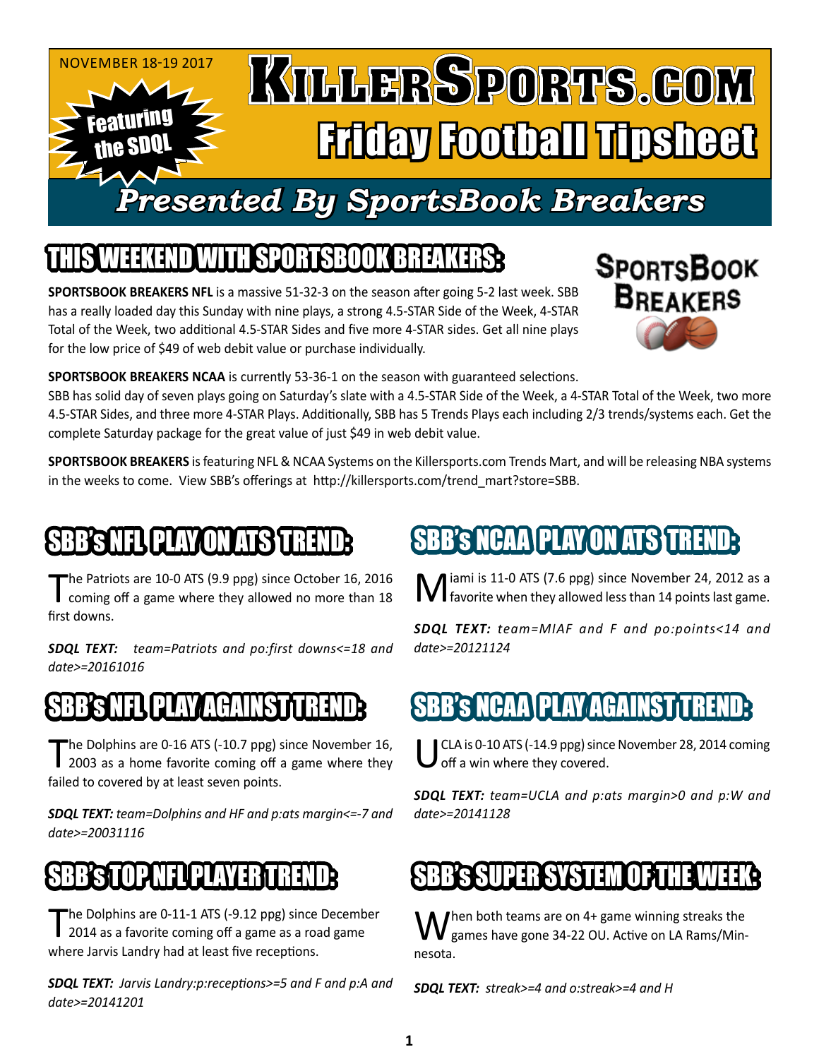NOVEMBER 18-19 2017

Featuring the SDQL

# KillerSports.com Friday Football Tipsheet

## Presented By SportsBook Breakers

## THIS WEEKEND WITH SPORTSBOOK BREAKERS:

SportsBook Breakers

**SPORTSBOOK BREAKERS NFL** is a massive 51-32-3 on the season after going 5-2 last week. SBB has a really loaded day this Sunday with nine plays, a strong 4.5-STAR Side of the Week, 4-STAR Total of the Week, two additional 4.5-STAR Sides and five more 4-STAR sides. Get all nine plays for the low price of $49 of web debit value or purchase individually.

**SPORTSBOOK BREAKERS NCAA** is currently 53-36-1 on the season with guaranteed selections. SBB has solid day of seven plays going on Saturday's slate with a 4.5-STAR Side of the Week, a 4-STAR Total of the Week, two more 4.5-STAR Sides, and three more 4-STAR Plays. Additionally, SBB has 5 Trends Plays each including 2/3 trends/systems each. Get the complete Saturday package for the great value of just $49 in web debit value.

**SPORTSBOOK BREAKERS** is featuring NFL & NCAA Systems on the Killersports.com Trends Mart, and will be releasing NBA systems in the weeks to come. View SBB's offerings at http://killersports.com/trend_mart?store=SBB.

## SBB's NFL PLAY ON ATS TREND:

The Patriots are 10-0 ATS (9.9 ppg) since October 16, 2016 coming off a game where they allowed no more than 18 first downs.

***SDQL TEXT:*** *team=Patriots and po:first downs<=18 and date>=20161016*

## SBB's NFL PLAY AGAINST TREND:

The Dolphins are 0-16 ATS (-10.7 ppg) since November 16, 2003 as a home favorite coming off a game where they failed to covered by at least seven points.

***SDQL TEXT:*** *team=Dolphins and HF and p:ats margin<=-7 and date>=20031116*

## SBB's TOP NFL PLAYER TREND:

The Dolphins are 0-11-1 ATS (-9.12 ppg) since December 2014 as a favorite coming off a game as a road game where Jarvis Landry had at least five receptions.

***SDQL TEXT:*** *Jarvis Landry:p:receptions>=5 and F and p:A and date>=20141201*

## SBB's NCAA PLAY ON ATS TREND:

Miami is 11-0 ATS (7.6 ppg) since November 24, 2012 as a favorite when they allowed less than 14 points last game.

***SDQL TEXT:*** *team=MIAF and F and po:points<14 and date>=20121124*

## SBB's NCAA PLAY AGAINST TREND:

UCLA is 0-10 ATS (-14.9 ppg) since November 28, 2014 coming off a win where they covered.

***SDQL TEXT:*** *team=UCLA and p:ats margin>0 and p:W and date>=20141128*

## SBB's SUPER SYSTEM OF THE WEEK:

When both teams are on 4+ game winning streaks the games have gone 34-22 OU. Active on LA Rams/Minnesota.

***SDQL TEXT:*** *streak>=4 and o:streak>=4 and H*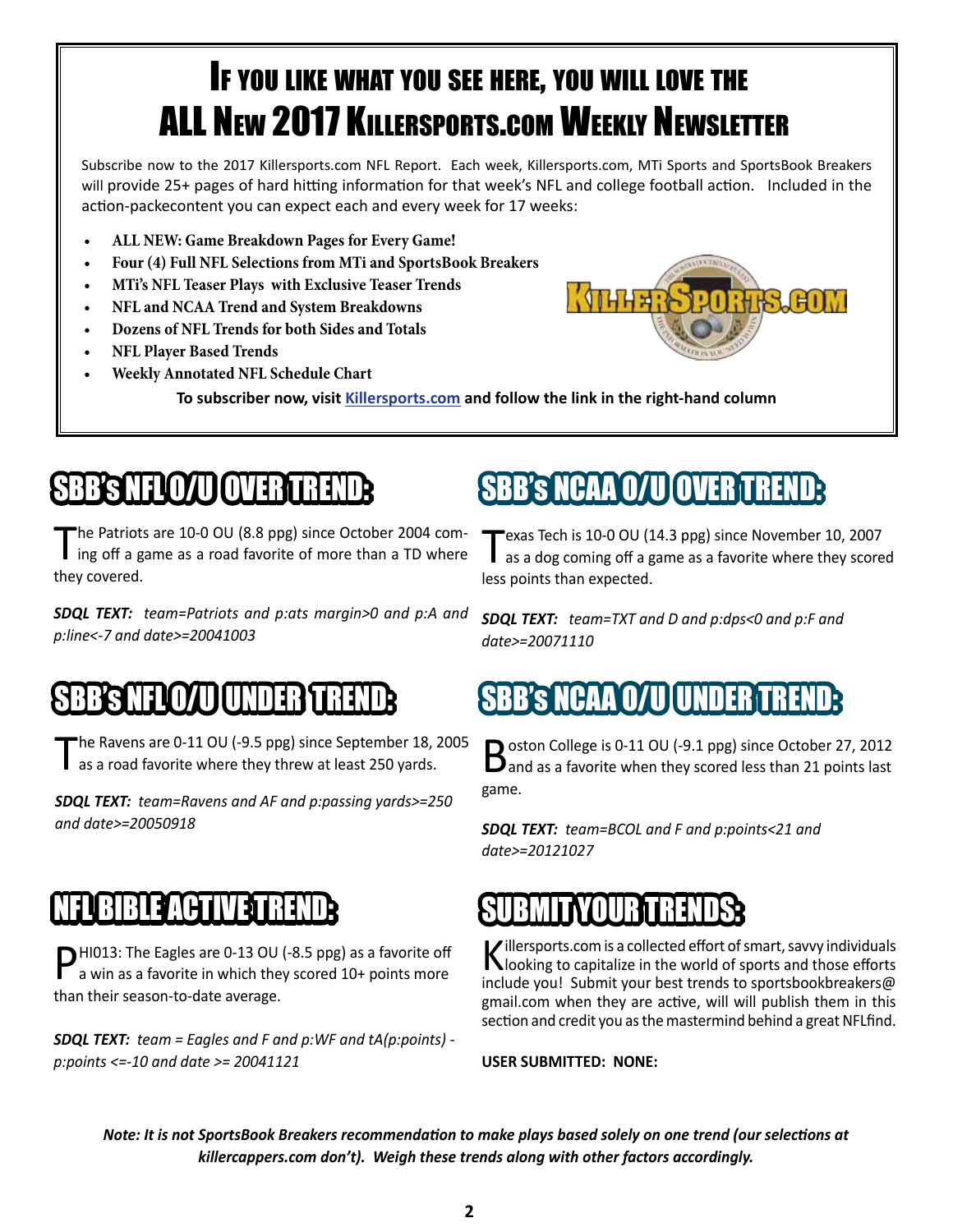# If you like what you see here, you will love the ALL New 2017 Killersports.com Weekly Newsletter

Subscribe now to the 2017 Killersports.com NFL Report. Each week, Killersports.com, MTi Sports and SportsBook Breakers will provide 25+ pages of hard hitting information for that week's NFL and college football action. Included in the action-packecontent you can expect each and every week for 17 weeks:

- **ALL NEW: Game Breakdown Pages for Every Game!**
- **Four (4) Full NFL Selections from MTi and SportsBook Breakers**
- **MTi's NFL Teaser Plays with Exclusive Teaser Trends**
- **NFL and NCAA Trend and System Breakdowns**
- **Dozens of NFL Trends for both Sides and Totals**
- **NFL Player Based Trends**
- **Weekly Annotated NFL Schedule Chart**

**To subscriber now, visit Killersports.com and follow the link in the right-hand column**

## SBB's NFL O/U OVER TREND:

The Patriots are 10-0 OU (8.8 ppg) since October 2004 coming off a game as a road favorite of more than a TD where they covered.

***SDQL TEXT:*** *team=Patriots and p:ats margin>0 and p:A and p:line<-7 and date>=20041003*

## SBB's NFL O/U UNDER TREND:

The Ravens are 0-11 OU (-9.5 ppg) since September 18, 2005 as a road favorite where they threw at least 250 yards.

***SDQL TEXT:*** *team=Ravens and AF and p:passing yards>=250 and date>=20050918*

## NFL BIBLE ACTIVE TREND:

PHI013: The Eagles are 0-13 OU (-8.5 ppg) as a favorite off a win as a favorite in which they scored 10+ points more than their season-to-date average.

***SDQL TEXT:*** *team = Eagles and F and p:WF and tA(p:points) - p:points <=-10 and date >= 20041121*

## SBB's NCAA O/U OVER TREND:

Texas Tech is 10-0 OU (14.3 ppg) since November 10, 2007 as a dog coming off a game as a favorite where they scored less points than expected.

***SDQL TEXT:*** *team=TXT and D and p:dps<0 and p:F and date>=20071110*

## SBB's NCAA O/U UNDER TREND:

Boston College is 0-11 OU (-9.1 ppg) since October 27, 2012 and as a favorite when they scored less than 21 points last game.

***SDQL TEXT:*** *team=BCOL and F and p:points<21 and date>=20121027*

## SUBMIT YOUR TRENDS:

Killersports.com is a collected effort of smart, savvy individuals looking to capitalize in the world of sports and those efforts include you! Submit your best trends to sportsbookbreakers@gmail.com when they are active, will will publish them in this section and credit you as the mastermind behind a great NFLfind.

**USER SUBMITTED: NONE:**

***Note: It is not SportsBook Breakers recommendation to make plays based solely on one trend (our selections at killercappers.com don't). Weigh these trends along with other factors accordingly.***